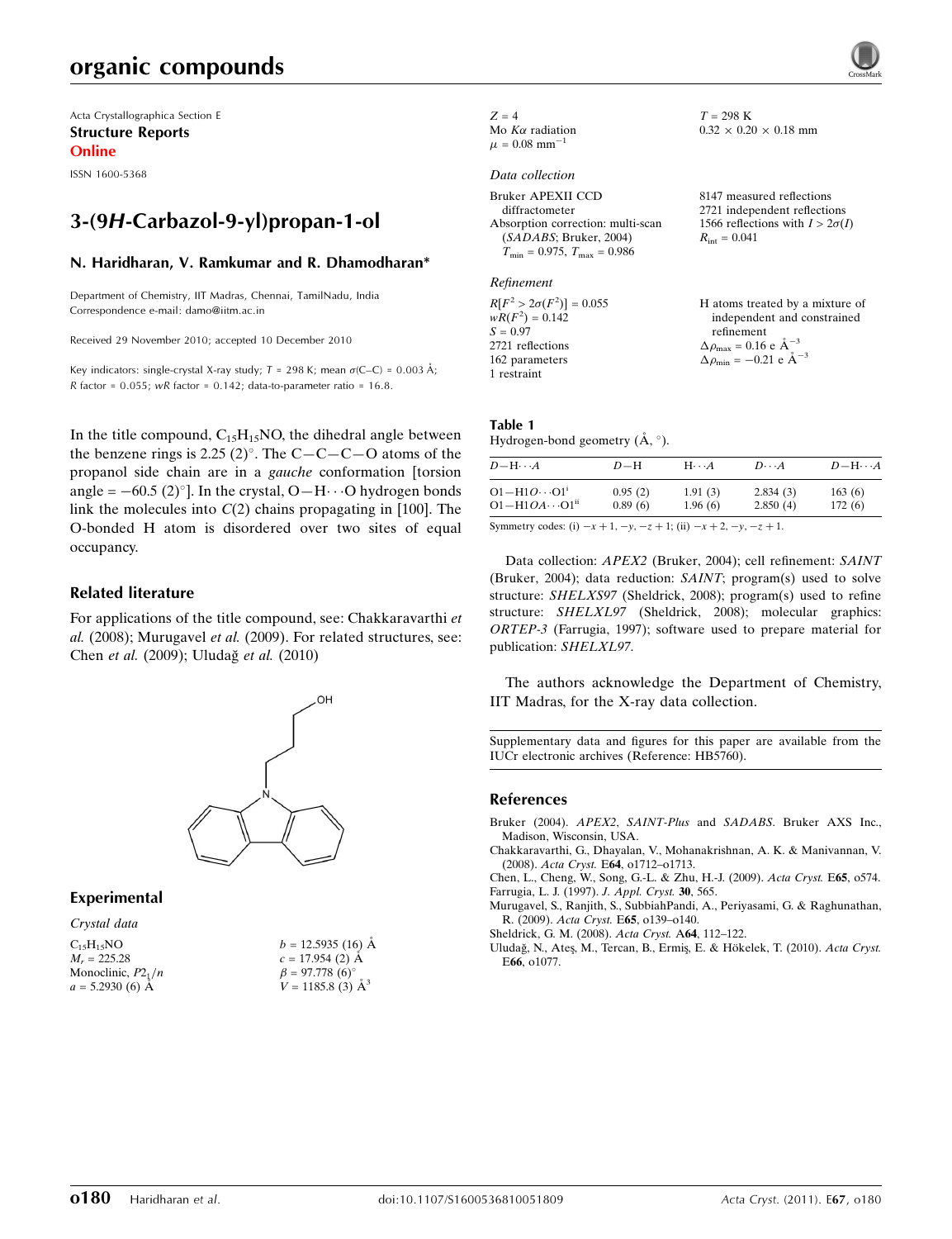Acta Crystallographica Section E
**Structure Reports**
**Online**

ISSN 1600-5368

# 3-(9*H*-Carbazol-9-yl)propan-1-ol

**N. Haridharan, V. Ramkumar and R. Dhamodharan***

Department of Chemistry, IIT Madras, Chennai, TamilNadu, India
Correspondence e-mail: damo@iitm.ac.in

Received 29 November 2010; accepted 10 December 2010

Key indicators: single-crystal X-ray study; $T$ = 298 K; mean $\sigma$(C–C) = 0.003 Å; $R$ factor = 0.055; $wR$ factor = 0.142; data-to-parameter ratio = 16.8.

In the title compound, $C_{15}H_{15}NO$, the dihedral angle between the benzene rings is 2.25 (2)°. The C—C—C—O atoms of the propanol side chain are in a *gauche* conformation [torsion angle = −60.5 (2)°]. In the crystal, O—H⋯O hydrogen bonds link the molecules into $C(2)$ chains propagating in [100]. The O-bonded H atom is disordered over two sites of equal occupancy.

## Related literature

For applications of the title compound, see: Chakkaravarthi *et al.* (2008); Murugavel *et al.* (2009). For related structures, see: Chen *et al.* (2009); Uludağ *et al.* (2010).

## Experimental

### Crystal data

$C_{15}H_{15}NO$
$M_r$ = 225.28
Monoclinic, $P2_1/n$
$a$ = 5.2930 (6) Å
$b$ = 12.5935 (16) Å
$c$ = 17.954 (2) Å
$\beta$ = 97.778 (6)°
$V$ = 1185.8 (3) Å$^3$
$Z$ = 4
Mo $K\alpha$ radiation
$\mu$ = 0.08 mm$^{-1}$
$T$ = 298 K
0.32 × 0.20 × 0.18 mm

### Data collection

Bruker APEXII CCD diffractometer
Absorption correction: multi-scan (*SADABS*; Bruker, 2004)
$T_{min}$ = 0.975, $T_{max}$ = 0.986
8147 measured reflections
2721 independent reflections
1566 reflections with $I > 2\sigma(I)$
$R_{int}$ = 0.041

### Refinement

$R[F^2 > 2\sigma(F^2)]$ = 0.055
$wR(F^2)$ = 0.142
$S$ = 0.97
2721 reflections
162 parameters
1 restraint
H atoms treated by a mixture of independent and constrained refinement
$\Delta\rho_{max}$ = 0.16 e Å$^{-3}$
$\Delta\rho_{min}$ = −0.21 e Å$^{-3}$

**Table 1**
Hydrogen-bond geometry (Å, °).

| $D$—H⋯$A$ | $D$—H | H⋯$A$ | $D$⋯$A$ | $D$—H⋯$A$ |
|---|---|---|---|---|
| O1—H1O⋯O1[i] | 0.95 (2) | 1.91 (3) | 2.834 (3) | 163 (6) |
| O1—H1OA⋯O1[ii] | 0.89 (6) | 1.96 (6) | 2.850 (4) | 172 (6) |

Symmetry codes: (i) $-x+1, -y, -z+1$; (ii) $-x+2, -y, -z+1$.

Data collection: *APEX2* (Bruker, 2004); cell refinement: *SAINT* (Bruker, 2004); data reduction: *SAINT*; program(s) used to solve structure: *SHELXS97* (Sheldrick, 2008); program(s) used to refine structure: *SHELXL97* (Sheldrick, 2008); molecular graphics: *ORTEP-3* (Farrugia, 1997); software used to prepare material for publication: *SHELXL97*.

The authors acknowledge the Department of Chemistry, IIT Madras, for the X-ray data collection.

Supplementary data and figures for this paper are available from the IUCr electronic archives (Reference: HB5760).

## References

Bruker (2004). *APEX2*, *SAINT-Plus* and *SADABS*. Bruker AXS Inc., Madison, Wisconsin, USA.
Chakkaravarthi, G., Dhayalan, V., Mohanakrishnan, A. K. & Manivannan, V. (2008). *Acta Cryst.* E**64**, o1712–o1713.
Chen, L., Cheng, W., Song, G.-L. & Zhu, H.-J. (2009). *Acta Cryst.* E**65**, o574.
Farrugia, L. J. (1997). *J. Appl. Cryst.* **30**, 565.
Murugavel, S., Ranjith, S., SubbiahPandi, A., Periyasami, G. & Raghunathan, R. (2009). *Acta Cryst.* E**65**, o139–o140.
Sheldrick, G. M. (2008). *Acta Cryst.* A**64**, 112–122.
Uludağ, N., Ateş, M., Tercan, B., Ermiş, E. & Hökelek, T. (2010). *Acta Cryst.* E**66**, o1077.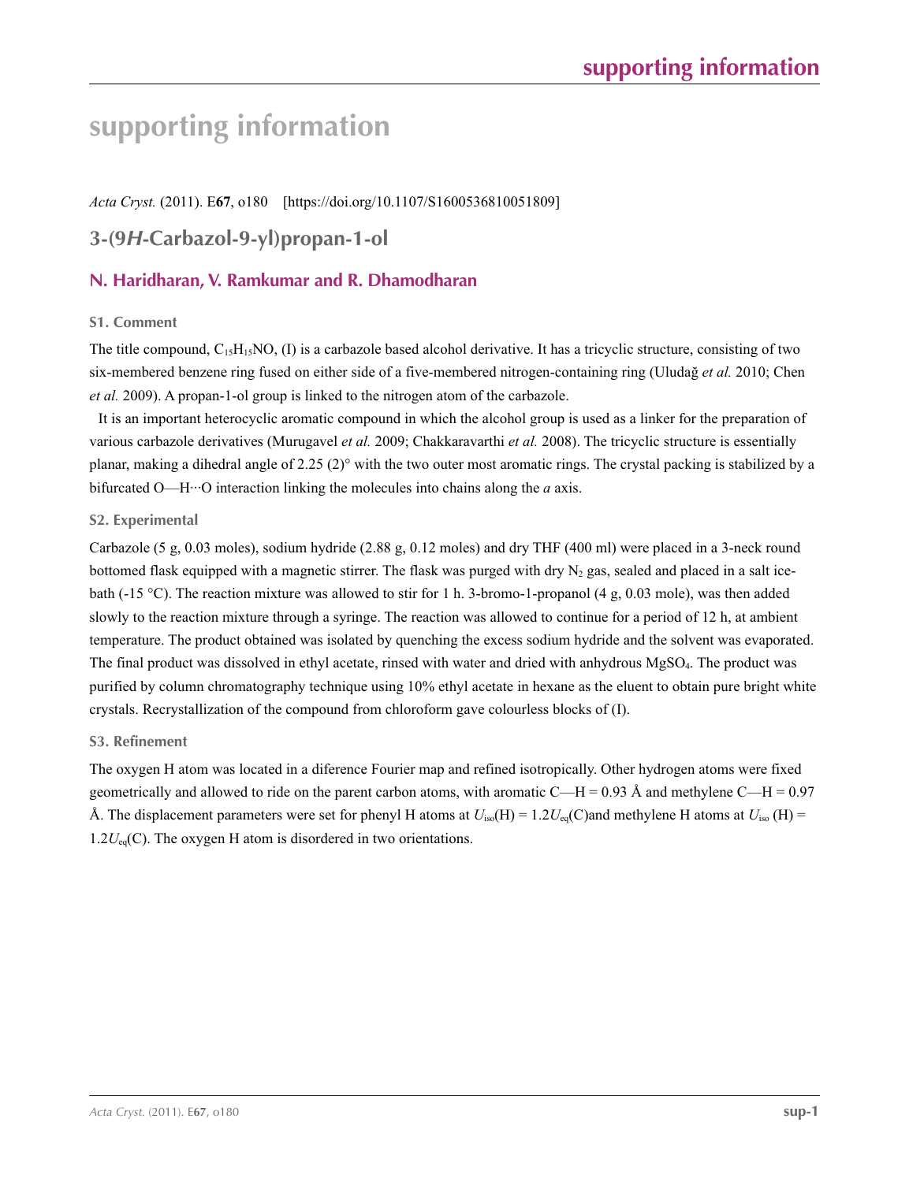# supporting information

*Acta Cryst.* (2011). E**67**, o180    [https://doi.org/10.1107/S1600536810051809]

## 3-(9*H*-Carbazol-9-yl)propan-1-ol

### N. Haridharan, V. Ramkumar and R. Dhamodharan

#### S1. Comment

The title compound, $C_{15}H_{15}NO$, (I) is a carbazole based alcohol derivative. It has a tricyclic structure, consisting of two six-membered benzene ring fused on either side of a five-membered nitrogen-containing ring (Uludağ *et al.* 2010; Chen *et al.* 2009). A propan-1-ol group is linked to the nitrogen atom of the carbazole.

It is an important heterocyclic aromatic compound in which the alcohol group is used as a linker for the preparation of various carbazole derivatives (Murugavel *et al.* 2009; Chakkaravarthi *et al.* 2008). The tricyclic structure is essentially planar, making a dihedral angle of 2.25 (2)° with the two outer most aromatic rings. The crystal packing is stabilized by a bifurcated O—H···O interaction linking the molecules into chains along the *a* axis.

#### S2. Experimental

Carbazole (5 g, 0.03 moles), sodium hydride (2.88 g, 0.12 moles) and dry THF (400 ml) were placed in a 3-neck round bottomed flask equipped with a magnetic stirrer. The flask was purged with dry $N_2$ gas, sealed and placed in a salt ice-bath (-15 °C). The reaction mixture was allowed to stir for 1 h. 3-bromo-1-propanol (4 g, 0.03 mole), was then added slowly to the reaction mixture through a syringe. The reaction was allowed to continue for a period of 12 h, at ambient temperature. The product obtained was isolated by quenching the excess sodium hydride and the solvent was evaporated. The final product was dissolved in ethyl acetate, rinsed with water and dried with anhydrous $MgSO_4$. The product was purified by column chromatography technique using 10% ethyl acetate in hexane as the eluent to obtain pure bright white crystals. Recrystallization of the compound from chloroform gave colourless blocks of (I).

#### S3. Refinement

The oxygen H atom was located in a diference Fourier map and refined isotropically. Other hydrogen atoms were fixed geometrically and allowed to ride on the parent carbon atoms, with aromatic C—H = 0.93 Å and methylene C—H = 0.97 Å. The displacement parameters were set for phenyl H atoms at $U_{iso}(H) = 1.2U_{eq}(C)$and methylene H atoms at $U_{iso}$ (H) = $1.2U_{eq}(C)$. The oxygen H atom is disordered in two orientations.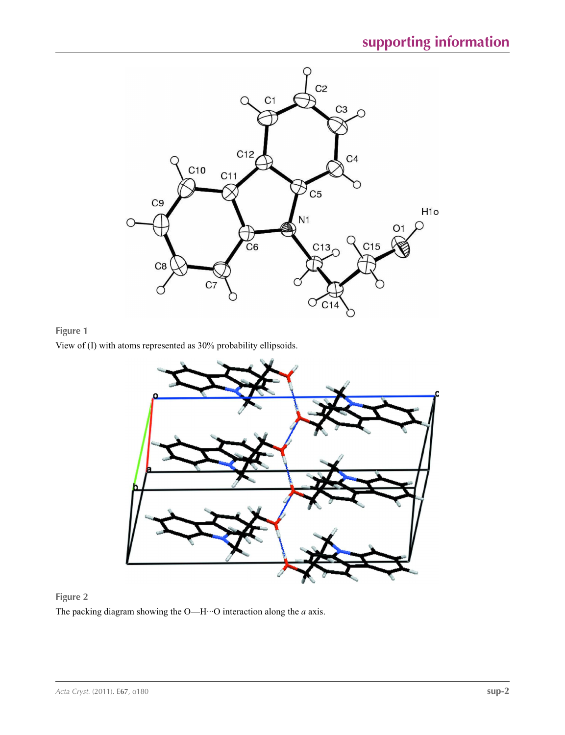**Figure 1**

View of (I) with atoms represented as 30% probability ellipsoids.

**Figure 2**

The packing diagram showing the O—H···O interaction along the *a* axis.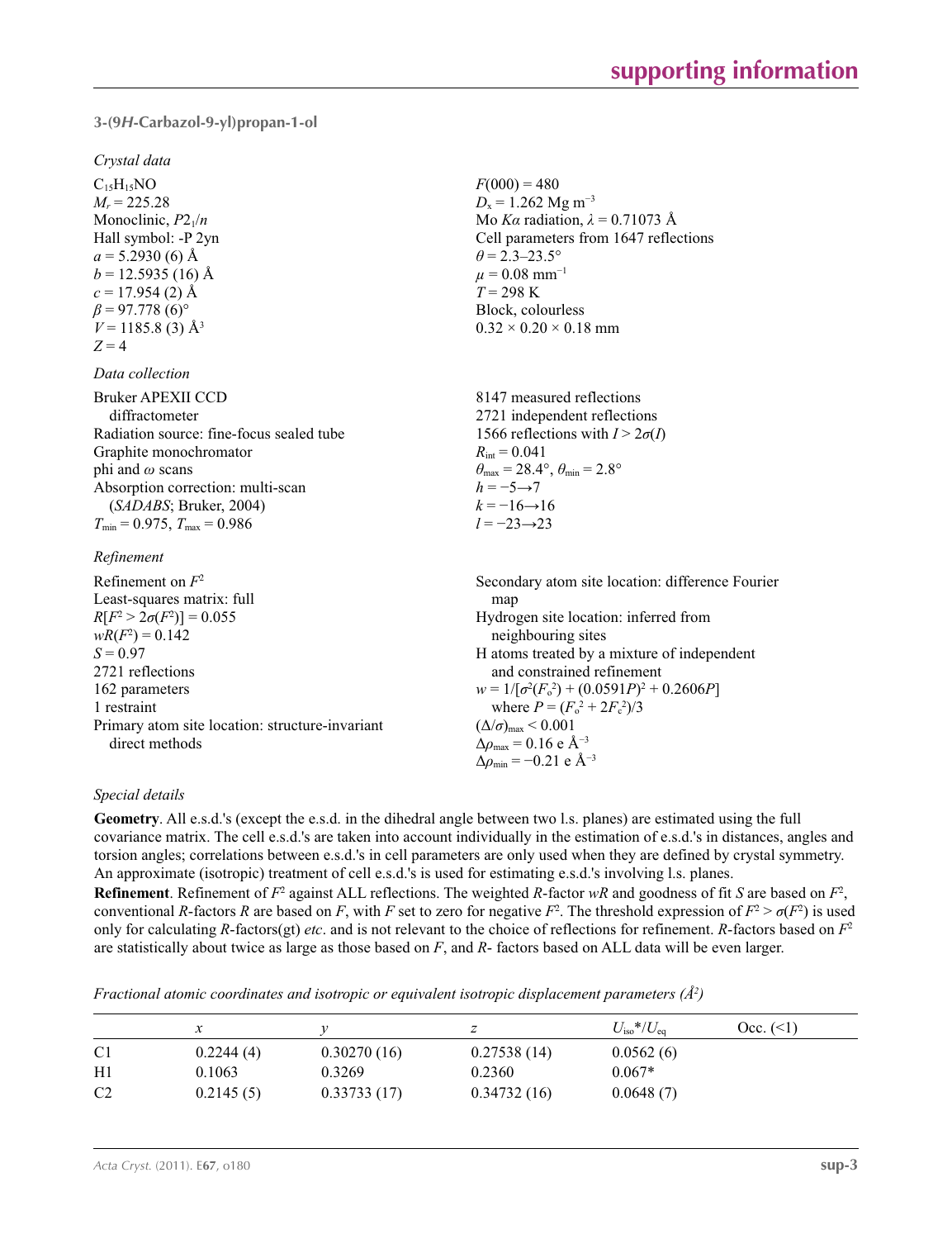### 3-(9*H*-Carbazol-9-yl)propan-1-ol

#### *Crystal data*

$C_{15}H_{15}NO$
$M_r = 225.28$
Monoclinic, $P2_1/n$
Hall symbol: -P 2yn
$a = 5.2930$ (6) Å
$b = 12.5935$ (16) Å
$c = 17.954$ (2) Å
$\beta = 97.778$ (6)°
$V = 1185.8$ (3) Å$^3$
$Z = 4$

$F(000) = 480$
$D_x = 1.262$ Mg m$^{-3}$
Mo $K\alpha$ radiation, $\lambda = 0.71073$ Å
Cell parameters from 1647 reflections
$\theta = 2.3$–$23.5°$
$\mu = 0.08$ mm$^{-1}$
$T = 298$ K
Block, colourless
0.32 × 0.20 × 0.18 mm

#### *Data collection*

Bruker APEXII CCD diffractometer
Radiation source: fine-focus sealed tube
Graphite monochromator
phi and $\omega$ scans
Absorption correction: multi-scan (*SADABS*; Bruker, 2004)
$T_{min} = 0.975$, $T_{max} = 0.986$

8147 measured reflections
2721 independent reflections
1566 reflections with $I > 2\sigma(I)$
$R_{int} = 0.041$
$\theta_{max} = 28.4°$, $\theta_{min} = 2.8°$
$h = -5 \rightarrow 7$
$k = -16 \rightarrow 16$
$l = -23 \rightarrow 23$

#### *Refinement*

Refinement on $F^2$
Least-squares matrix: full
$R[F^2 > 2\sigma(F^2)] = 0.055$
$wR(F^2) = 0.142$
$S = 0.97$
2721 reflections
162 parameters
1 restraint
Primary atom site location: structure-invariant direct methods

Secondary atom site location: difference Fourier map
Hydrogen site location: inferred from neighbouring sites
H atoms treated by a mixture of independent and constrained refinement
$w = 1/[\sigma^2(F_o^2) + (0.0591P)^2 + 0.2606P]$ where $P = (F_o^2 + 2F_c^2)/3$
$(\Delta/\sigma)_{max} < 0.001$
$\Delta\rho_{max} = 0.16$ e Å$^{-3}$
$\Delta\rho_{min} = -0.21$ e Å$^{-3}$

#### *Special details*

**Geometry**. All e.s.d.'s (except the e.s.d. in the dihedral angle between two l.s. planes) are estimated using the full covariance matrix. The cell e.s.d.'s are taken into account individually in the estimation of e.s.d.'s in distances, angles and torsion angles; correlations between e.s.d.'s in cell parameters are only used when they are defined by crystal symmetry. An approximate (isotropic) treatment of cell e.s.d.'s is used for estimating e.s.d.'s involving l.s. planes.

**Refinement**. Refinement of $F^2$ against ALL reflections. The weighted *R*-factor *wR* and goodness of fit *S* are based on $F^2$, conventional *R*-factors *R* are based on *F*, with *F* set to zero for negative $F^2$. The threshold expression of $F^2 > \sigma(F^2)$ is used only for calculating *R*-factors(gt) *etc*. and is not relevant to the choice of reflections for refinement. *R*-factors based on $F^2$ are statistically about twice as large as those based on *F*, and *R*- factors based on ALL data will be even larger.

*Fractional atomic coordinates and isotropic or equivalent isotropic displacement parameters (Å$^2$)*

| | *x* | *y* | *z* | $U_{iso}$*/$U_{eq}$ | Occ. (<1) |
|---|---|---|---|---|---|
| C1 | 0.2244 (4) | 0.30270 (16) | 0.27538 (14) | 0.0562 (6) | |
| H1 | 0.1063 | 0.3269 | 0.2360 | 0.067* | |
| C2 | 0.2145 (5) | 0.33733 (17) | 0.34732 (16) | 0.0648 (7) | |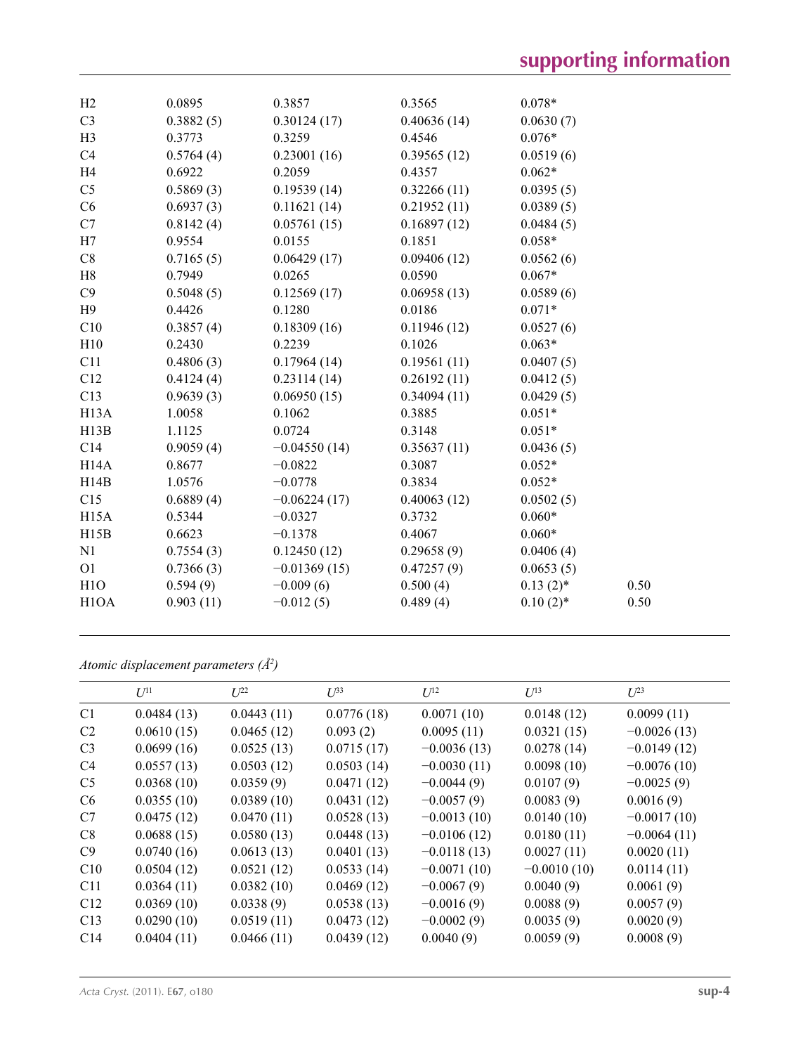| | | | | | |
|---|---|---|---|---|---|
| H2 | 0.0895 | 0.3857 | 0.3565 | 0.078* | |
| C3 | 0.3882 (5) | 0.30124 (17) | 0.40636 (14) | 0.0630 (7) | |
| H3 | 0.3773 | 0.3259 | 0.4546 | 0.076* | |
| C4 | 0.5764 (4) | 0.23001 (16) | 0.39565 (12) | 0.0519 (6) | |
| H4 | 0.6922 | 0.2059 | 0.4357 | 0.062* | |
| C5 | 0.5869 (3) | 0.19539 (14) | 0.32266 (11) | 0.0395 (5) | |
| C6 | 0.6937 (3) | 0.11621 (14) | 0.21952 (11) | 0.0389 (5) | |
| C7 | 0.8142 (4) | 0.05761 (15) | 0.16897 (12) | 0.0484 (5) | |
| H7 | 0.9554 | 0.0155 | 0.1851 | 0.058* | |
| C8 | 0.7165 (5) | 0.06429 (17) | 0.09406 (12) | 0.0562 (6) | |
| H8 | 0.7949 | 0.0265 | 0.0590 | 0.067* | |
| C9 | 0.5048 (5) | 0.12569 (17) | 0.06958 (13) | 0.0589 (6) | |
| H9 | 0.4426 | 0.1280 | 0.0186 | 0.071* | |
| C10 | 0.3857 (4) | 0.18309 (16) | 0.11946 (12) | 0.0527 (6) | |
| H10 | 0.2430 | 0.2239 | 0.1026 | 0.063* | |
| C11 | 0.4806 (3) | 0.17964 (14) | 0.19561 (11) | 0.0407 (5) | |
| C12 | 0.4124 (4) | 0.23114 (14) | 0.26192 (11) | 0.0412 (5) | |
| C13 | 0.9639 (3) | 0.06950 (15) | 0.34094 (11) | 0.0429 (5) | |
| H13A | 1.0058 | 0.1062 | 0.3885 | 0.051* | |
| H13B | 1.1125 | 0.0724 | 0.3148 | 0.051* | |
| C14 | 0.9059 (4) | −0.04550 (14) | 0.35637 (11) | 0.0436 (5) | |
| H14A | 0.8677 | −0.0822 | 0.3087 | 0.052* | |
| H14B | 1.0576 | −0.0778 | 0.3834 | 0.052* | |
| C15 | 0.6889 (4) | −0.06224 (17) | 0.40063 (12) | 0.0502 (5) | |
| H15A | 0.5344 | −0.0327 | 0.3732 | 0.060* | |
| H15B | 0.6623 | −0.1378 | 0.4067 | 0.060* | |
| N1 | 0.7554 (3) | 0.12450 (12) | 0.29658 (9) | 0.0406 (4) | |
| O1 | 0.7366 (3) | −0.01369 (15) | 0.47257 (9) | 0.0653 (5) | |
| H1O | 0.594 (9) | −0.009 (6) | 0.500 (4) | 0.13 (2)* | 0.50 |
| H1OA | 0.903 (11) | −0.012 (5) | 0.489 (4) | 0.10 (2)* | 0.50 |

*Atomic displacement parameters (Å$^2$)*

| | $U^{11}$ | $U^{22}$ | $U^{33}$ | $U^{12}$ | $U^{13}$ | $U^{23}$ |
|---|---|---|---|---|---|---|
| C1 | 0.0484 (13) | 0.0443 (11) | 0.0776 (18) | 0.0071 (10) | 0.0148 (12) | 0.0099 (11) |
| C2 | 0.0610 (15) | 0.0465 (12) | 0.093 (2) | 0.0095 (11) | 0.0321 (15) | −0.0026 (13) |
| C3 | 0.0699 (16) | 0.0525 (13) | 0.0715 (17) | −0.0036 (13) | 0.0278 (14) | −0.0149 (12) |
| C4 | 0.0557 (13) | 0.0503 (12) | 0.0503 (14) | −0.0030 (11) | 0.0098 (10) | −0.0076 (10) |
| C5 | 0.0368 (10) | 0.0359 (9) | 0.0471 (12) | −0.0044 (9) | 0.0107 (9) | −0.0025 (9) |
| C6 | 0.0355 (10) | 0.0389 (10) | 0.0431 (12) | −0.0057 (9) | 0.0083 (9) | 0.0016 (9) |
| C7 | 0.0475 (12) | 0.0470 (11) | 0.0528 (13) | −0.0013 (10) | 0.0140 (10) | −0.0017 (10) |
| C8 | 0.0688 (15) | 0.0580 (13) | 0.0448 (13) | −0.0106 (12) | 0.0180 (11) | −0.0064 (11) |
| C9 | 0.0740 (16) | 0.0613 (13) | 0.0401 (13) | −0.0118 (13) | 0.0027 (11) | 0.0020 (11) |
| C10 | 0.0504 (12) | 0.0521 (12) | 0.0533 (14) | −0.0071 (10) | −0.0010 (10) | 0.0114 (11) |
| C11 | 0.0364 (11) | 0.0382 (10) | 0.0469 (12) | −0.0067 (9) | 0.0040 (9) | 0.0061 (9) |
| C12 | 0.0369 (10) | 0.0338 (9) | 0.0538 (13) | −0.0016 (9) | 0.0088 (9) | 0.0057 (9) |
| C13 | 0.0290 (10) | 0.0519 (11) | 0.0473 (12) | −0.0002 (9) | 0.0035 (9) | 0.0020 (9) |
| C14 | 0.0404 (11) | 0.0466 (11) | 0.0439 (12) | 0.0040 (9) | 0.0059 (9) | 0.0008 (9) |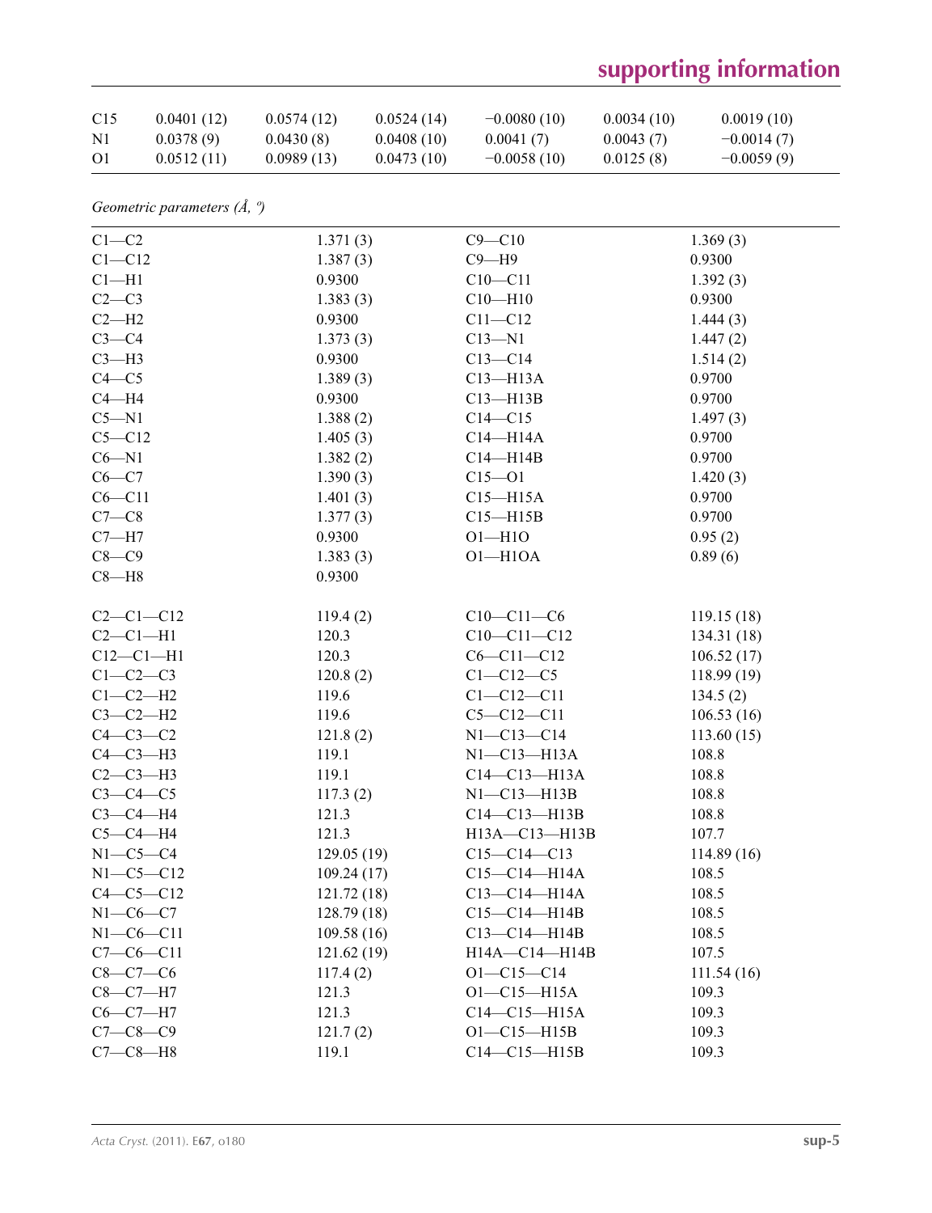| | | | | | |
|---|---|---|---|---|---|
| C15 | 0.0401 (12) | 0.0574 (12) | 0.0524 (14) | −0.0080 (10) | 0.0034 (10) | 0.0019 (10) |
| N1 | 0.0378 (9) | 0.0430 (8) | 0.0408 (10) | 0.0041 (7) | 0.0043 (7) | −0.0014 (7) |
| O1 | 0.0512 (11) | 0.0989 (13) | 0.0473 (10) | −0.0058 (10) | 0.0125 (8) | −0.0059 (9) |

*Geometric parameters (Å, º)*

| | | | |
|---|---|---|---|
| C1—C2 | 1.371 (3) | C9—C10 | 1.369 (3) |
| C1—C12 | 1.387 (3) | C9—H9 | 0.9300 |
| C1—H1 | 0.9300 | C10—C11 | 1.392 (3) |
| C2—C3 | 1.383 (3) | C10—H10 | 0.9300 |
| C2—H2 | 0.9300 | C11—C12 | 1.444 (3) |
| C3—C4 | 1.373 (3) | C13—N1 | 1.447 (2) |
| C3—H3 | 0.9300 | C13—C14 | 1.514 (2) |
| C4—C5 | 1.389 (3) | C13—H13A | 0.9700 |
| C4—H4 | 0.9300 | C13—H13B | 0.9700 |
| C5—N1 | 1.388 (2) | C14—C15 | 1.497 (3) |
| C5—C12 | 1.405 (3) | C14—H14A | 0.9700 |
| C6—N1 | 1.382 (2) | C14—H14B | 0.9700 |
| C6—C7 | 1.390 (3) | C15—O1 | 1.420 (3) |
| C6—C11 | 1.401 (3) | C15—H15A | 0.9700 |
| C7—C8 | 1.377 (3) | C15—H15B | 0.9700 |
| C7—H7 | 0.9300 | O1—H1O | 0.95 (2) |
| C8—C9 | 1.383 (3) | O1—H1OA | 0.89 (6) |
| C8—H8 | 0.9300 | | |
| | | | |
| C2—C1—C12 | 119.4 (2) | C10—C11—C6 | 119.15 (18) |
| C2—C1—H1 | 120.3 | C10—C11—C12 | 134.31 (18) |
| C12—C1—H1 | 120.3 | C6—C11—C12 | 106.52 (17) |
| C1—C2—C3 | 120.8 (2) | C1—C12—C5 | 118.99 (19) |
| C1—C2—H2 | 119.6 | C1—C12—C11 | 134.5 (2) |
| C3—C2—H2 | 119.6 | C5—C12—C11 | 106.53 (16) |
| C4—C3—C2 | 121.8 (2) | N1—C13—C14 | 113.60 (15) |
| C4—C3—H3 | 119.1 | N1—C13—H13A | 108.8 |
| C2—C3—H3 | 119.1 | C14—C13—H13A | 108.8 |
| C3—C4—C5 | 117.3 (2) | N1—C13—H13B | 108.8 |
| C3—C4—H4 | 121.3 | C14—C13—H13B | 108.8 |
| C5—C4—H4 | 121.3 | H13A—C13—H13B | 107.7 |
| N1—C5—C4 | 129.05 (19) | C15—C14—C13 | 114.89 (16) |
| N1—C5—C12 | 109.24 (17) | C15—C14—H14A | 108.5 |
| C4—C5—C12 | 121.72 (18) | C13—C14—H14A | 108.5 |
| N1—C6—C7 | 128.79 (18) | C15—C14—H14B | 108.5 |
| N1—C6—C11 | 109.58 (16) | C13—C14—H14B | 108.5 |
| C7—C6—C11 | 121.62 (19) | H14A—C14—H14B | 107.5 |
| C8—C7—C6 | 117.4 (2) | O1—C15—C14 | 111.54 (16) |
| C8—C7—H7 | 121.3 | O1—C15—H15A | 109.3 |
| C6—C7—H7 | 121.3 | C14—C15—H15A | 109.3 |
| C7—C8—C9 | 121.7 (2) | O1—C15—H15B | 109.3 |
| C7—C8—H8 | 119.1 | C14—C15—H15B | 109.3 |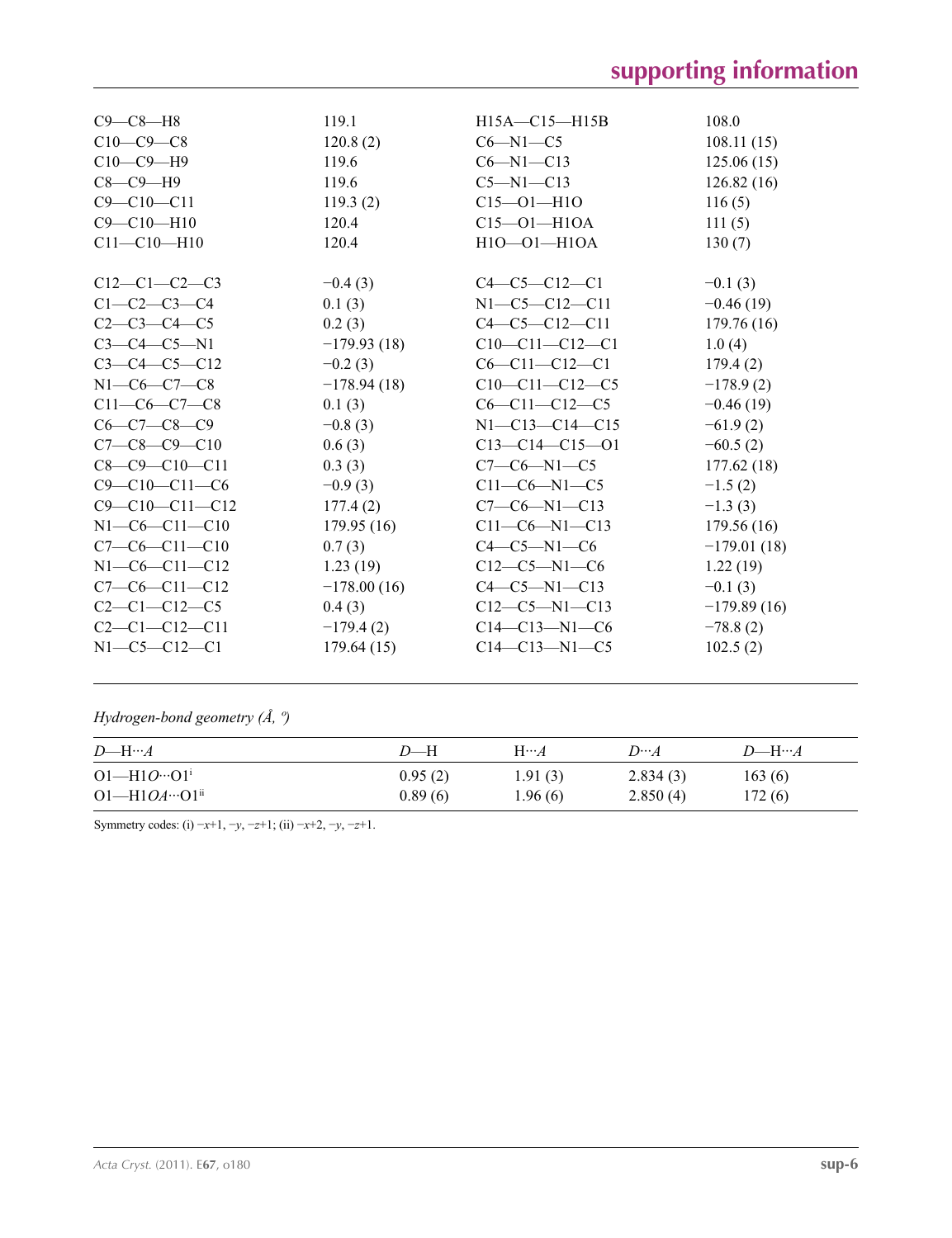| | | | |
|---|---|---|---|
| C9—C8—H8 | 119.1 | H15A—C15—H15B | 108.0 |
| C10—C9—C8 | 120.8 (2) | C6—N1—C5 | 108.11 (15) |
| C10—C9—H9 | 119.6 | C6—N1—C13 | 125.06 (15) |
| C8—C9—H9 | 119.6 | C5—N1—C13 | 126.82 (16) |
| C9—C10—C11 | 119.3 (2) | C15—O1—H1O | 116 (5) |
| C9—C10—H10 | 120.4 | C15—O1—H1OA | 111 (5) |
| C11—C10—H10 | 120.4 | H1O—O1—H1OA | 130 (7) |
| | | | |
| C12—C1—C2—C3 | −0.4 (3) | C4—C5—C12—C1 | −0.1 (3) |
| C1—C2—C3—C4 | 0.1 (3) | N1—C5—C12—C11 | −0.46 (19) |
| C2—C3—C4—C5 | 0.2 (3) | C4—C5—C12—C11 | 179.76 (16) |
| C3—C4—C5—N1 | −179.93 (18) | C10—C11—C12—C1 | 1.0 (4) |
| C3—C4—C5—C12 | −0.2 (3) | C6—C11—C12—C1 | 179.4 (2) |
| N1—C6—C7—C8 | −178.94 (18) | C10—C11—C12—C5 | −178.9 (2) |
| C11—C6—C7—C8 | 0.1 (3) | C6—C11—C12—C5 | −0.46 (19) |
| C6—C7—C8—C9 | −0.8 (3) | N1—C13—C14—C15 | −61.9 (2) |
| C7—C8—C9—C10 | 0.6 (3) | C13—C14—C15—O1 | −60.5 (2) |
| C8—C9—C10—C11 | 0.3 (3) | C7—C6—N1—C5 | 177.62 (18) |
| C9—C10—C11—C6 | −0.9 (3) | C11—C6—N1—C5 | −1.5 (2) |
| C9—C10—C11—C12 | 177.4 (2) | C7—C6—N1—C13 | −1.3 (3) |
| N1—C6—C11—C10 | 179.95 (16) | C11—C6—N1—C13 | 179.56 (16) |
| C7—C6—C11—C10 | 0.7 (3) | C4—C5—N1—C6 | −179.01 (18) |
| N1—C6—C11—C12 | 1.23 (19) | C12—C5—N1—C6 | 1.22 (19) |
| C7—C6—C11—C12 | −178.00 (16) | C4—C5—N1—C13 | −0.1 (3) |
| C2—C1—C12—C5 | 0.4 (3) | C12—C5—N1—C13 | −179.89 (16) |
| C2—C1—C12—C11 | −179.4 (2) | C14—C13—N1—C6 | −78.8 (2) |
| N1—C5—C12—C1 | 179.64 (15) | C14—C13—N1—C5 | 102.5 (2) |

*Hydrogen-bond geometry (Å, º)*

| *D*—H···*A* | *D*—H | H···*A* | *D*···*A* | *D*—H···*A* |
|---|---|---|---|---|
| O1—H1*O*···O1[i] | 0.95 (2) | 1.91 (3) | 2.834 (3) | 163 (6) |
| O1—H1*OA*···O1[ii] | 0.89 (6) | 1.96 (6) | 2.850 (4) | 172 (6) |

Symmetry codes: (i) −*x*+1, −*y*, −*z*+1; (ii) −*x*+2, −*y*, −*z*+1.